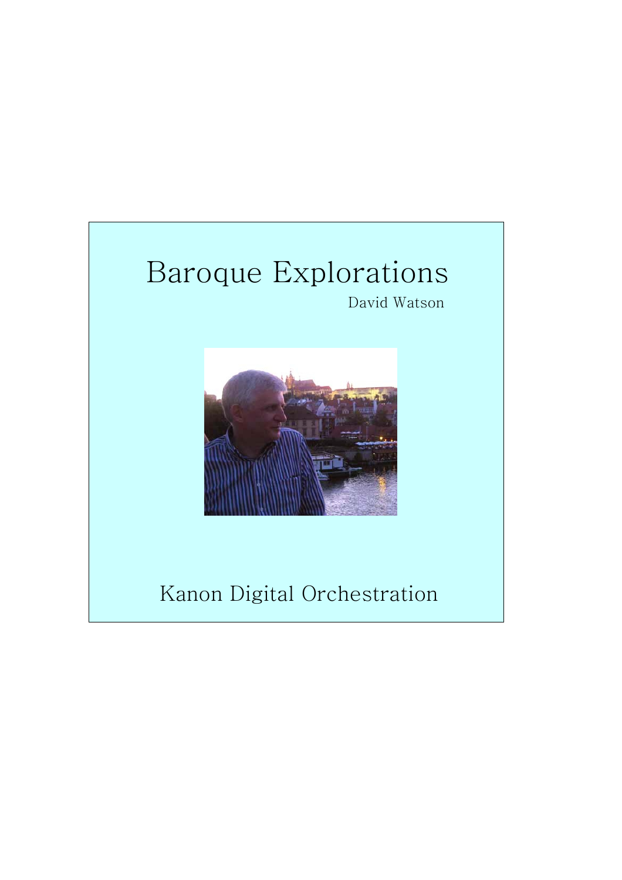# Baroque Explorations

David Watson

Kanon Digital Orchestration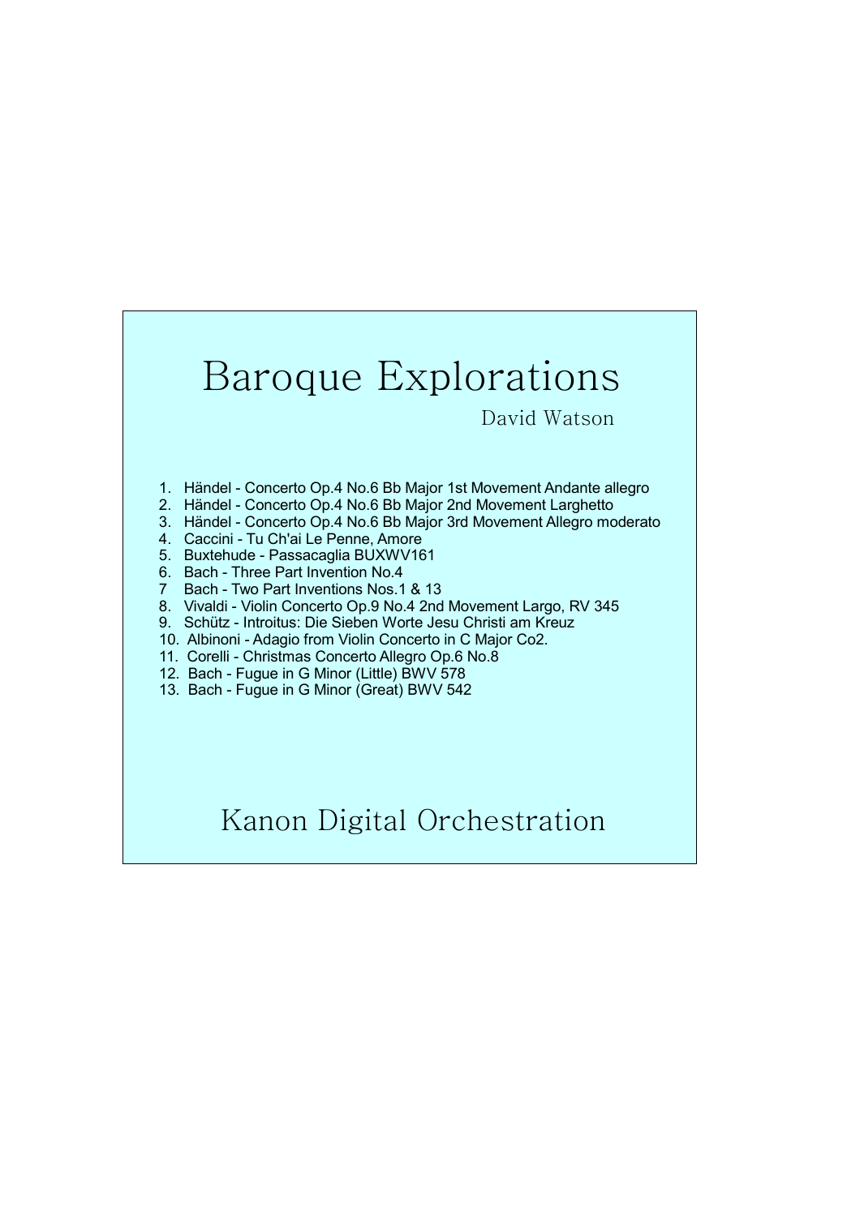# Baroque Explorations

David Watson

1. Händel - Concerto Op.4 No.6 Bb Major 1st Movement Andante allegro
2. Händel - Concerto Op.4 No.6 Bb Major 2nd Movement Larghetto
3. Händel - Concerto Op.4 No.6 Bb Major 3rd Movement Allegro moderato
4. Caccini - Tu Ch'ai Le Penne, Amore
5. Buxtehude - Passacaglia BUXWV161
6. Bach - Three Part Invention No.4
7. Bach - Two Part Inventions Nos.1 & 13
8. Vivaldi - Violin Concerto Op.9 No.4 2nd Movement Largo, RV 345
9. Schütz - Introitus: Die Sieben Worte Jesu Christi am Kreuz
10. Albinoni - Adagio from Violin Concerto in C Major Co2.
11. Corelli - Christmas Concerto Allegro Op.6 No.8
12. Bach - Fugue in G Minor (Little) BWV 578
13. Bach - Fugue in G Minor (Great) BWV 542

## Kanon Digital Orchestration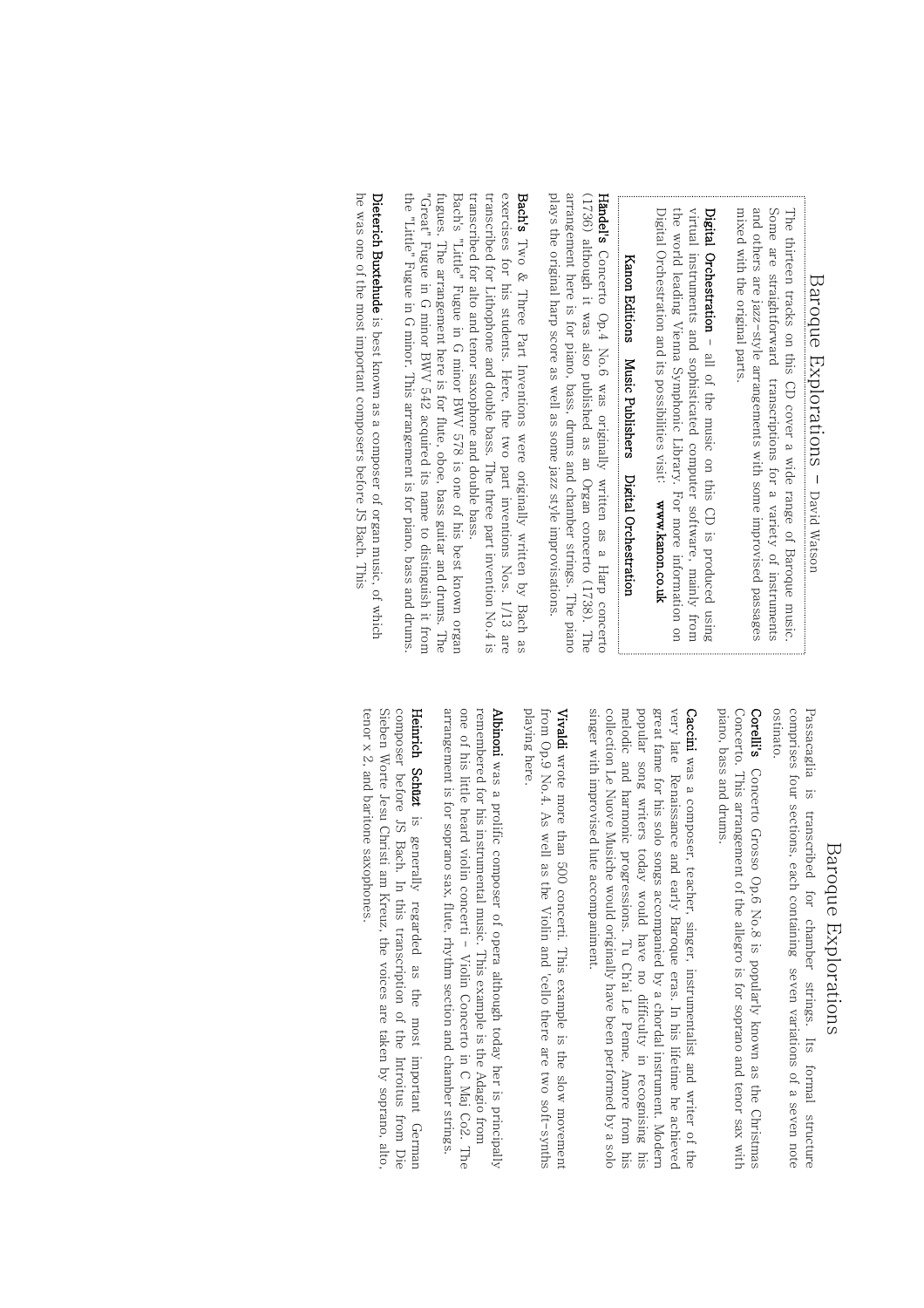# Baroque Explorations – David Watson

The thirteen tracks on this CD cover a wide range of Baroque music. Some are straightforward transcriptions for a variety of instruments and others are jazz-style arrangements with some improvised passages mixed with the original parts.

**Digital Orchestration** – all of the music on this CD is produced using virtual instruments and sophisticated computer software, mainly from the world leading Vienna Symphonic Library. For more information on Digital Orchestration and its possibilities visit: **www.kanon.co.uk**

**Kanon Editions  Music Publishers  Digital Orchestration**

**Handel's** Concerto Op.4 No.6 was originally written as a Harp concerto (1736) although it was also published as an Organ concerto (1738). The arrangement here is for piano, bass, drums and chamber strings. The piano plays the original harp score as well as some jazz style improvisations.

**Bach's** Two & Three Part Inventions were originally written by Bach as exercises for his students. Here, the two part inventions Nos. 1/13 are transcribed for Lithophone and double bass. The three part invention No.4 is transcribed for alto and tenor saxophone and double bass.
Bach's "Little" Fugue in G minor BWV 578 is one of his best known organ fugues. The arrangement here is for flute, oboe, bass guitar and drums. The "Great" Fugue in G minor BWV 542 acquired its name to distinguish it from the "Little" Fugue in G minor. This arrangement is for piano, bass and drums.

**Dietrich Buxtehude** is best known as a composer of organ music, of which he was one of the most important composers before JS Bach. This Passacaglia is transcribed for chamber strings. Its formal structure comprises four sections, each containing seven variations of a seven note ostinato.

**Corelli's** Concerto Grosso Op.6 No.8 is popularly known as the Christmas Concerto. This arrangement of the allegro is for soprano and tenor sax with piano, bass and drums.

**Caccini** was a composer, teacher, singer, instrumentalist and writer of the very late Renaissance and early Baroque eras. In his lifetime he achieved great fame for his solo songs accompanied by a chordal instrument. Modern popular song writers today would have no difficulty in recognising his melodic and harmonic progressions. Tu Ch'ai Le Penne, Amore from his collection Le Nuove Musiche would originally have been performed by a solo singer with improvised lute accompaniment.

**Vivaldi** wrote more than 500 concerti. This example is the slow movement from Op.9 No.4. As well as the Violin and 'cello there are two soft-synths playing here.

**Albinoni** was a prolific composer of opera although today her is principally remembered for his instrumental music. This example is the Adagio from one of his little heard violin concerti – Violin Concerto in C Maj Co2. The arrangement is for soprano sax, flute, rhythm section and chamber strings.

**Heinrich Schütz** is generally regarded as the most important German composer before JS Bach. In this transcription of the Introitus from Die Sieben Worte Jesu Christi am Kreuz, the voices are taken by soprano, alto, tenor x 2, and baritone saxophones.